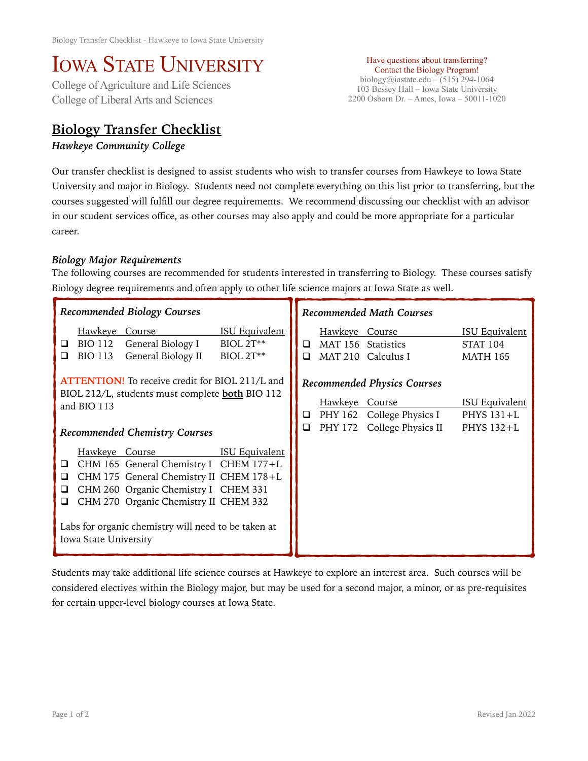# Iowa State University

College of Agriculture and Life Sciences
College of Liberal Arts and Sciences

Have questions about transferring?
Contact the Biology Program!
biology@iastate.edu – (515) 294-1064
103 Bessey Hall – Iowa State University
2200 Osborn Dr. – Ames, Iowa – 50011-1020

## Biology Transfer Checklist

***Hawkeye Community College***

Our transfer checklist is designed to assist students who wish to transfer courses from Hawkeye to Iowa State University and major in Biology. Students need not complete everything on this list prior to transferring, but the courses suggested will fulfill our degree requirements. We recommend discussing our checklist with an advisor in our student services office, as other courses may also apply and could be more appropriate for a particular career.

### *Biology Major Requirements*

The following courses are recommended for students interested in transferring to Biology. These courses satisfy Biology degree requirements and often apply to other life science majors at Iowa State as well.

#### *Recommended Biology Courses*

| | Hawkeye | Course | ISU Equivalent |
|---|---|---|---|
| ❑ | BIO 112 | General Biology I | BIOL 2T** |
| ❑ | BIO 113 | General Biology II | BIOL 2T** |

**ATTENTION!** To receive credit for BIOL 211/L and BIOL 212/L, students must complete **both** BIO 112 and BIO 113

#### *Recommended Chemistry Courses*

| | Hawkeye | Course | ISU Equivalent |
|---|---|---|---|
| ❑ | CHM 165 | General Chemistry I | CHEM 177+L |
| ❑ | CHM 175 | General Chemistry II | CHEM 178+L |
| ❑ | CHM 260 | Organic Chemistry I | CHEM 331 |
| ❑ | CHM 270 | Organic Chemistry II | CHEM 332 |

Labs for organic chemistry will need to be taken at Iowa State University

#### *Recommended Math Courses*

| | Hawkeye | Course | ISU Equivalent |
|---|---|---|---|
| ❑ | MAT 156 | Statistics | STAT 104 |
| ❑ | MAT 210 | Calculus I | MATH 165 |

#### *Recommended Physics Courses*

| | Hawkeye | Course | ISU Equivalent |
|---|---|---|---|
| ❑ | PHY 162 | College Physics I | PHYS 131+L |
| ❑ | PHY 172 | College Physics II | PHYS 132+L |

Students may take additional life science courses at Hawkeye to explore an interest area. Such courses will be considered electives within the Biology major, but may be used for a second major, a minor, or as pre-requisites for certain upper-level biology courses at Iowa State.

Revised Jan 2022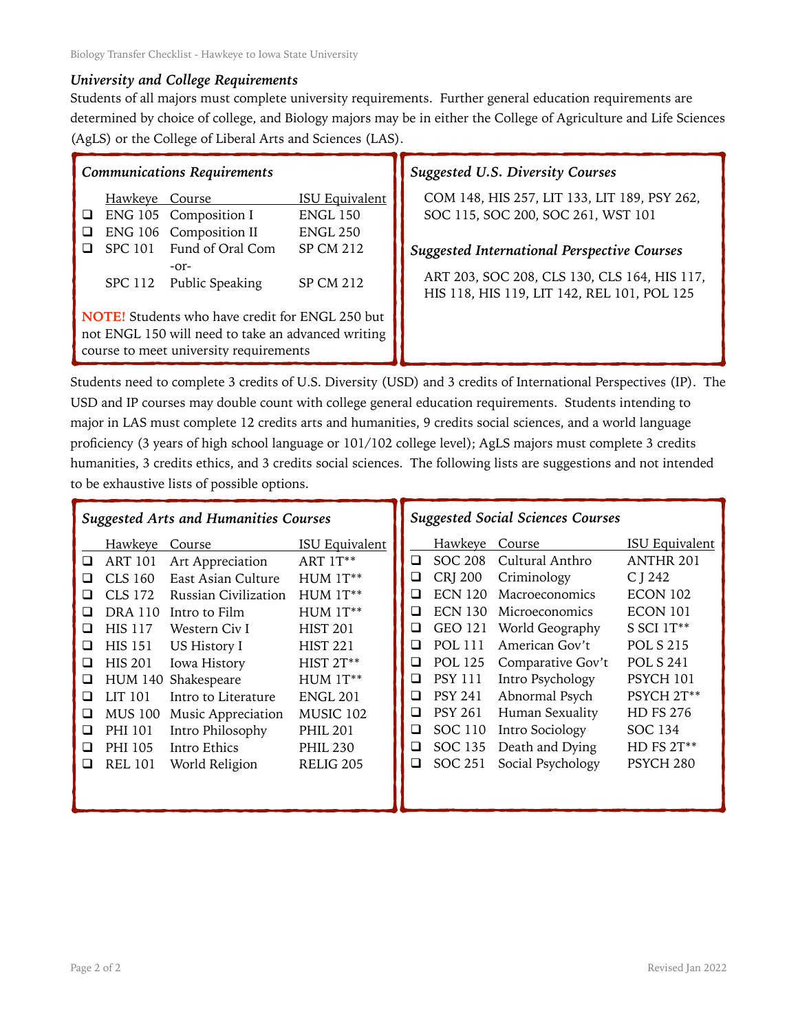### *University and College Requirements*

Students of all majors must complete university requirements. Further general education requirements are determined by choice of college, and Biology majors may be in either the College of Agriculture and Life Sciences (AgLS) or the College of Liberal Arts and Sciences (LAS).

#### *Communications Requirements*

| | Hawkeye | Course | ISU Equivalent |
|---|---|---|---|
| ❑ | ENG 105 | Composition I | ENGL 150 |
| ❑ | ENG 106 | Composition II | ENGL 250 |
| ❑ | SPC 101 | Fund of Oral Com | SP CM 212 |
| | | -or- | |
| | SPC 112 | Public Speaking | SP CM 212 |

**NOTE!** Students who have credit for ENGL 250 but not ENGL 150 will need to take an advanced writing course to meet university requirements

#### *Suggested U.S. Diversity Courses*

COM 148, HIS 257, LIT 133, LIT 189, PSY 262, SOC 115, SOC 200, SOC 261, WST 101

#### *Suggested International Perspective Courses*

ART 203, SOC 208, CLS 130, CLS 164, HIS 117, HIS 118, HIS 119, LIT 142, REL 101, POL 125

Students need to complete 3 credits of U.S. Diversity (USD) and 3 credits of International Perspectives (IP). The USD and IP courses may double count with college general education requirements. Students intending to major in LAS must complete 12 credits arts and humanities, 9 credits social sciences, and a world language proficiency (3 years of high school language or 101/102 college level); AgLS majors must complete 3 credits humanities, 3 credits ethics, and 3 credits social sciences. The following lists are suggestions and not intended to be exhaustive lists of possible options.

#### *Suggested Arts and Humanities Courses*

| | Hawkeye | Course | ISU Equivalent |
|---|---|---|---|
| ❑ | ART 101 | Art Appreciation | ART 1T** |
| ❑ | CLS 160 | East Asian Culture | HUM 1T** |
| ❑ | CLS 172 | Russian Civilization | HUM 1T** |
| ❑ | DRA 110 | Intro to Film | HUM 1T** |
| ❑ | HIS 117 | Western Civ I | HIST 201 |
| ❑ | HIS 151 | US History I | HIST 221 |
| ❑ | HIS 201 | Iowa History | HIST 2T** |
| ❑ | HUM 140 | Shakespeare | HUM 1T** |
| ❑ | LIT 101 | Intro to Literature | ENGL 201 |
| ❑ | MUS 100 | Music Appreciation | MUSIC 102 |
| ❑ | PHI 101 | Intro Philosophy | PHIL 201 |
| ❑ | PHI 105 | Intro Ethics | PHIL 230 |
| ❑ | REL 101 | World Religion | RELIG 205 |

#### *Suggested Social Sciences Courses*

| | Hawkeye | Course | ISU Equivalent |
|---|---|---|---|
| ❑ | SOC 208 | Cultural Anthro | ANTHR 201 |
| ❑ | CRJ 200 | Criminology | C J 242 |
| ❑ | ECN 120 | Macroeconomics | ECON 102 |
| ❑ | ECN 130 | Microeconomics | ECON 101 |
| ❑ | GEO 121 | World Geography | S SCI 1T** |
| ❑ | POL 111 | American Gov't | POL S 215 |
| ❑ | POL 125 | Comparative Gov't | POL S 241 |
| ❑ | PSY 111 | Intro Psychology | PSYCH 101 |
| ❑ | PSY 241 | Abnormal Psych | PSYCH 2T** |
| ❑ | PSY 261 | Human Sexuality | HD FS 276 |
| ❑ | SOC 110 | Intro Sociology | SOC 134 |
| ❑ | SOC 135 | Death and Dying | HD FS 2T** |
| ❑ | SOC 251 | Social Psychology | PSYCH 280 |

Revised Jan 2022